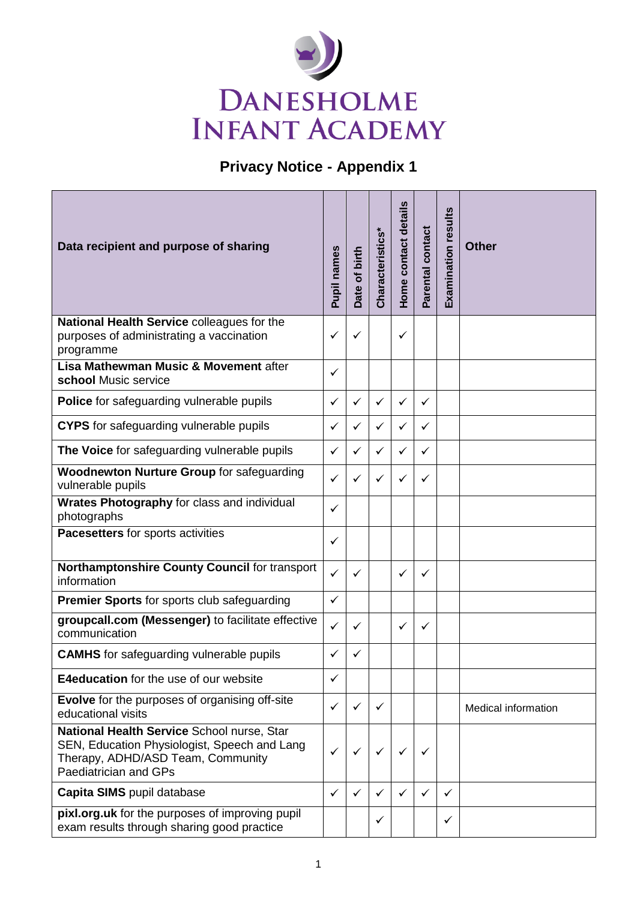# DANESHOLME INFANT ACADEMY

## Privacy Notice - Appendix 1

| Data recipient and purpose of sharing | Pupil names | Date of birth | Characteristics* | Home contact details | Parental contact | Examination results | Other |
|---|---|---|---|---|---|---|---|
| **National Health Service** colleagues for the purposes of administrating a vaccination programme | ✓ | ✓ | | ✓ | | | |
| **Lisa Mathewman Music & Movement** after **school** Music service | ✓ | | | | | | |
| **Police** for safeguarding vulnerable pupils | ✓ | ✓ | ✓ | ✓ | ✓ | | |
| **CYPS** for safeguarding vulnerable pupils | ✓ | ✓ | ✓ | ✓ | ✓ | | |
| **The Voice** for safeguarding vulnerable pupils | ✓ | ✓ | ✓ | ✓ | ✓ | | |
| **Woodnewton Nurture Group** for safeguarding vulnerable pupils | ✓ | ✓ | ✓ | ✓ | ✓ | | |
| **Wrates Photography** for class and individual photographs | ✓ | | | | | | |
| **Pacesetters** for sports activities | ✓ | | | | | | |
| **Northamptonshire County Council** for transport information | ✓ | ✓ | | ✓ | ✓ | | |
| **Premier Sports** for sports club safeguarding | ✓ | | | | | | |
| **groupcall.com (Messenger)** to facilitate effective communication | ✓ | ✓ | | ✓ | ✓ | | |
| **CAMHS** for safeguarding vulnerable pupils | ✓ | ✓ | | | | | |
| **E4education** for the use of our website | ✓ | | | | | | |
| **Evolve** for the purposes of organising off-site educational visits | ✓ | ✓ | ✓ | | | | Medical information |
| **National Health Service** School nurse, Star SEN, Education Physiologist, Speech and Lang Therapy, ADHD/ASD Team, Community Paediatrician and GPs | ✓ | ✓ | ✓ | ✓ | ✓ | | |
| **Capita SIMS** pupil database | ✓ | ✓ | ✓ | ✓ | ✓ | ✓ | |
| **pixl.org.uk** for the purposes of improving pupil exam results through sharing good practice | | | ✓ | | | ✓ | |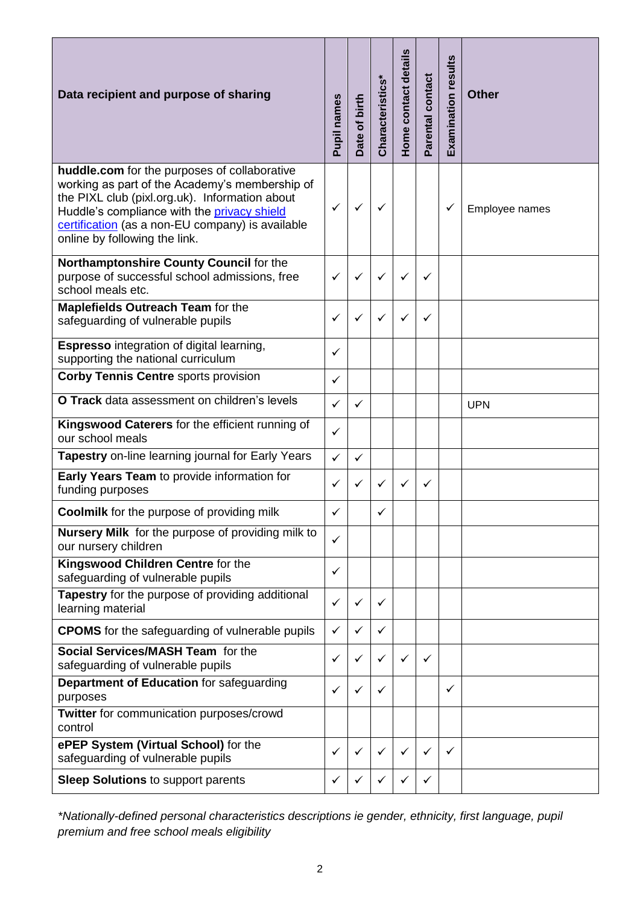| Data recipient and purpose of sharing | Pupil names | Date of birth | Characteristics* | Home contact details | Parental contact | Examination results | Other |
|---|---|---|---|---|---|---|---|
| **huddle.com** for the purposes of collaborative working as part of the Academy's membership of the PIXL club (pixl.org.uk). Information about Huddle's compliance with the privacy shield certification (as a non-EU company) is available online by following the link. | ✓ | ✓ | ✓ | | | ✓ | Employee names |
| **Northamptonshire County Council** for the purpose of successful school admissions, free school meals etc. | ✓ | ✓ | ✓ | ✓ | ✓ | | |
| **Maplefields Outreach Team** for the safeguarding of vulnerable pupils | ✓ | ✓ | ✓ | ✓ | ✓ | | |
| **Espresso** integration of digital learning, supporting the national curriculum | ✓ | | | | | | |
| **Corby Tennis Centre** sports provision | ✓ | | | | | | |
| **O Track** data assessment on children's levels | ✓ | ✓ | | | | | UPN |
| **Kingswood Caterers** for the efficient running of our school meals | ✓ | | | | | | |
| **Tapestry** on-line learning journal for Early Years | ✓ | ✓ | | | | | |
| **Early Years Team** to provide information for funding purposes | ✓ | ✓ | ✓ | ✓ | ✓ | | |
| **Coolmilk** for the purpose of providing milk | ✓ | | ✓ | | | | |
| **Nursery Milk** for the purpose of providing milk to our nursery children | ✓ | | | | | | |
| **Kingswood Children Centre** for the safeguarding of vulnerable pupils | ✓ | | | | | | |
| **Tapestry** for the purpose of providing additional learning material | ✓ | ✓ | ✓ | | | | |
| **CPOMS** for the safeguarding of vulnerable pupils | ✓ | ✓ | ✓ | | | | |
| **Social Services/MASH Team** for the safeguarding of vulnerable pupils | ✓ | ✓ | ✓ | ✓ | ✓ | | |
| **Department of Education** for safeguarding purposes | ✓ | ✓ | ✓ | | | ✓ | |
| **Twitter** for communication purposes/crowd control | | | | | | | |
| **ePEP System (Virtual School)** for the safeguarding of vulnerable pupils | ✓ | ✓ | ✓ | ✓ | ✓ | ✓ | |
| **Sleep Solutions** to support parents | ✓ | ✓ | ✓ | ✓ | ✓ | | |

*\*Nationally-defined personal characteristics descriptions ie gender, ethnicity, first language, pupil premium and free school meals eligibility*